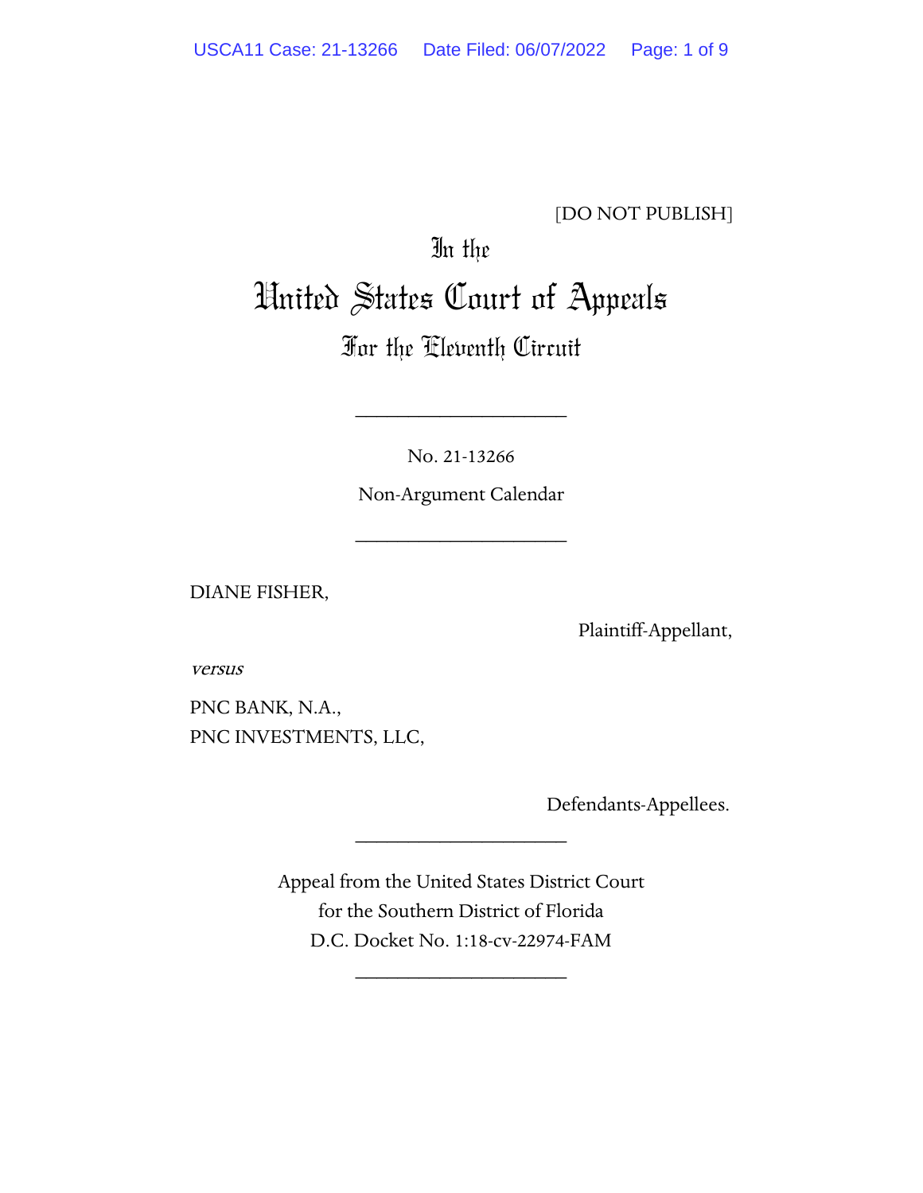[DO NOT PUBLISH]

In the

# United States Court of Appeals

## For the Eleventh Circuit

____________________

No. 21-13266

Non-Argument Calendar

____________________

DIANE FISHER,

Plaintiff-Appellant,

*versus*

PNC BANK, N.A.,
PNC INVESTMENTS, LLC,

Defendants-Appellees.

____________________

Appeal from the United States District Court
for the Southern District of Florida
D.C. Docket No. 1:18-cv-22974-FAM

____________________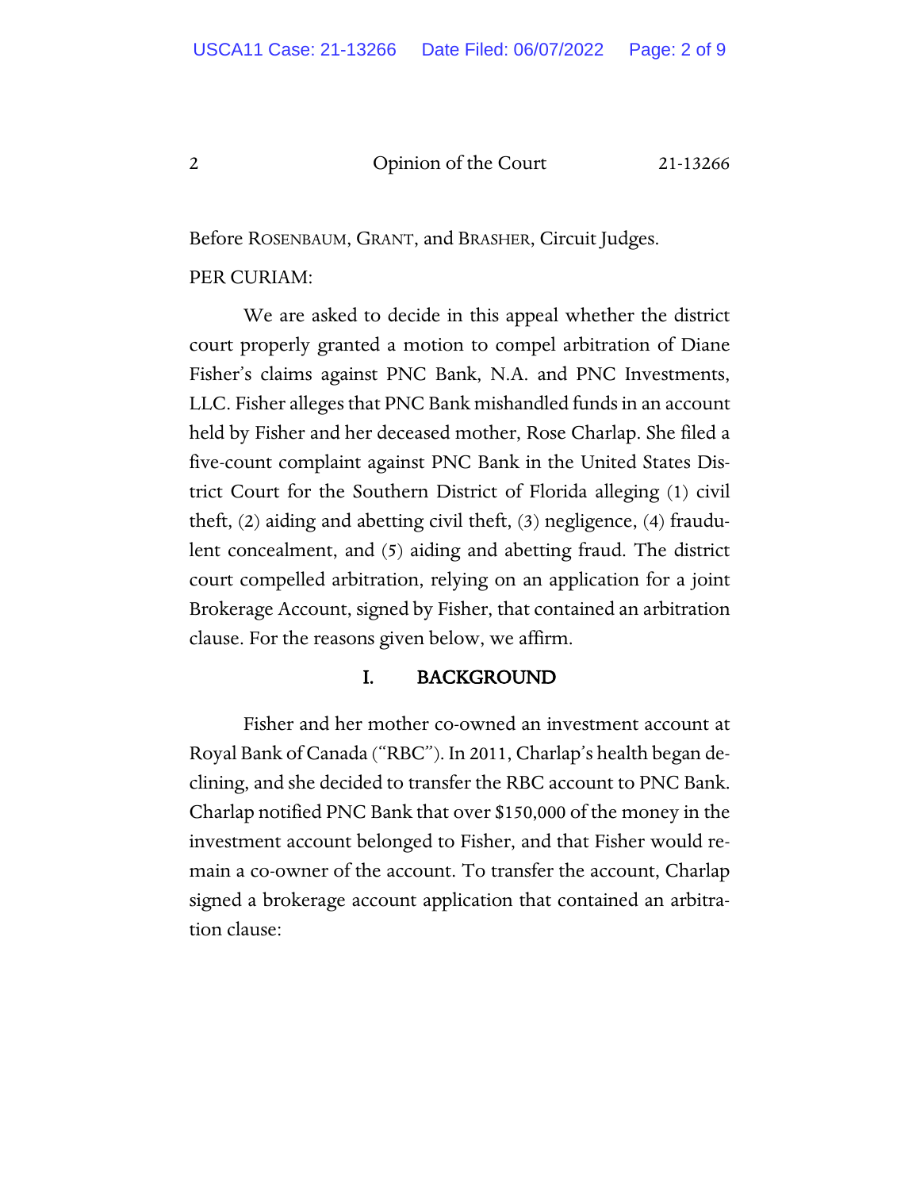Before ROSENBAUM, GRANT, and BRASHER, Circuit Judges.

PER CURIAM:

We are asked to decide in this appeal whether the district court properly granted a motion to compel arbitration of Diane Fisher's claims against PNC Bank, N.A. and PNC Investments, LLC. Fisher alleges that PNC Bank mishandled funds in an account held by Fisher and her deceased mother, Rose Charlap. She filed a five-count complaint against PNC Bank in the United States District Court for the Southern District of Florida alleging (1) civil theft, (2) aiding and abetting civil theft, (3) negligence, (4) fraudulent concealment, and (5) aiding and abetting fraud. The district court compelled arbitration, relying on an application for a joint Brokerage Account, signed by Fisher, that contained an arbitration clause. For the reasons given below, we affirm.

## I. BACKGROUND

Fisher and her mother co-owned an investment account at Royal Bank of Canada ("RBC"). In 2011, Charlap's health began declining, and she decided to transfer the RBC account to PNC Bank. Charlap notified PNC Bank that over $150,000 of the money in the investment account belonged to Fisher, and that Fisher would remain a co-owner of the account. To transfer the account, Charlap signed a brokerage account application that contained an arbitration clause: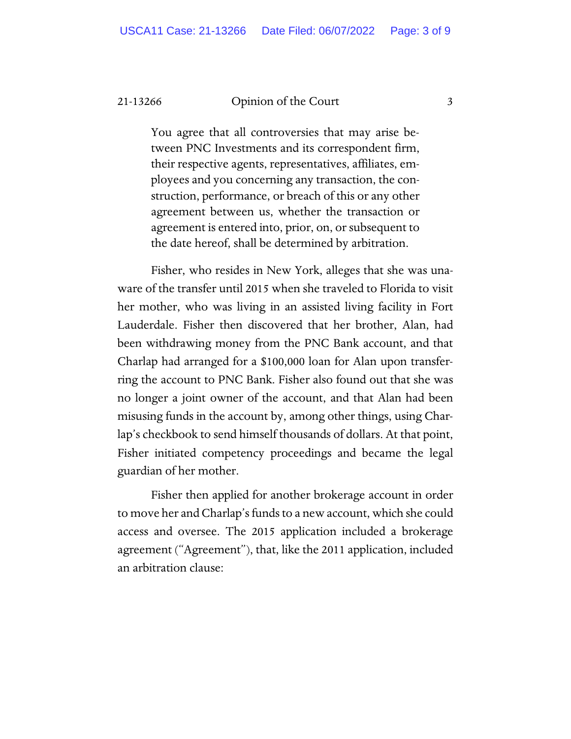> You agree that all controversies that may arise between PNC Investments and its correspondent firm, their respective agents, representatives, affiliates, employees and you concerning any transaction, the construction, performance, or breach of this or any other agreement between us, whether the transaction or agreement is entered into, prior, on, or subsequent to the date hereof, shall be determined by arbitration.

Fisher, who resides in New York, alleges that she was unaware of the transfer until 2015 when she traveled to Florida to visit her mother, who was living in an assisted living facility in Fort Lauderdale. Fisher then discovered that her brother, Alan, had been withdrawing money from the PNC Bank account, and that Charlap had arranged for a $100,000 loan for Alan upon transferring the account to PNC Bank. Fisher also found out that she was no longer a joint owner of the account, and that Alan had been misusing funds in the account by, among other things, using Charlap's checkbook to send himself thousands of dollars. At that point, Fisher initiated competency proceedings and became the legal guardian of her mother.

Fisher then applied for another brokerage account in order to move her and Charlap's funds to a new account, which she could access and oversee. The 2015 application included a brokerage agreement ("Agreement"), that, like the 2011 application, included an arbitration clause: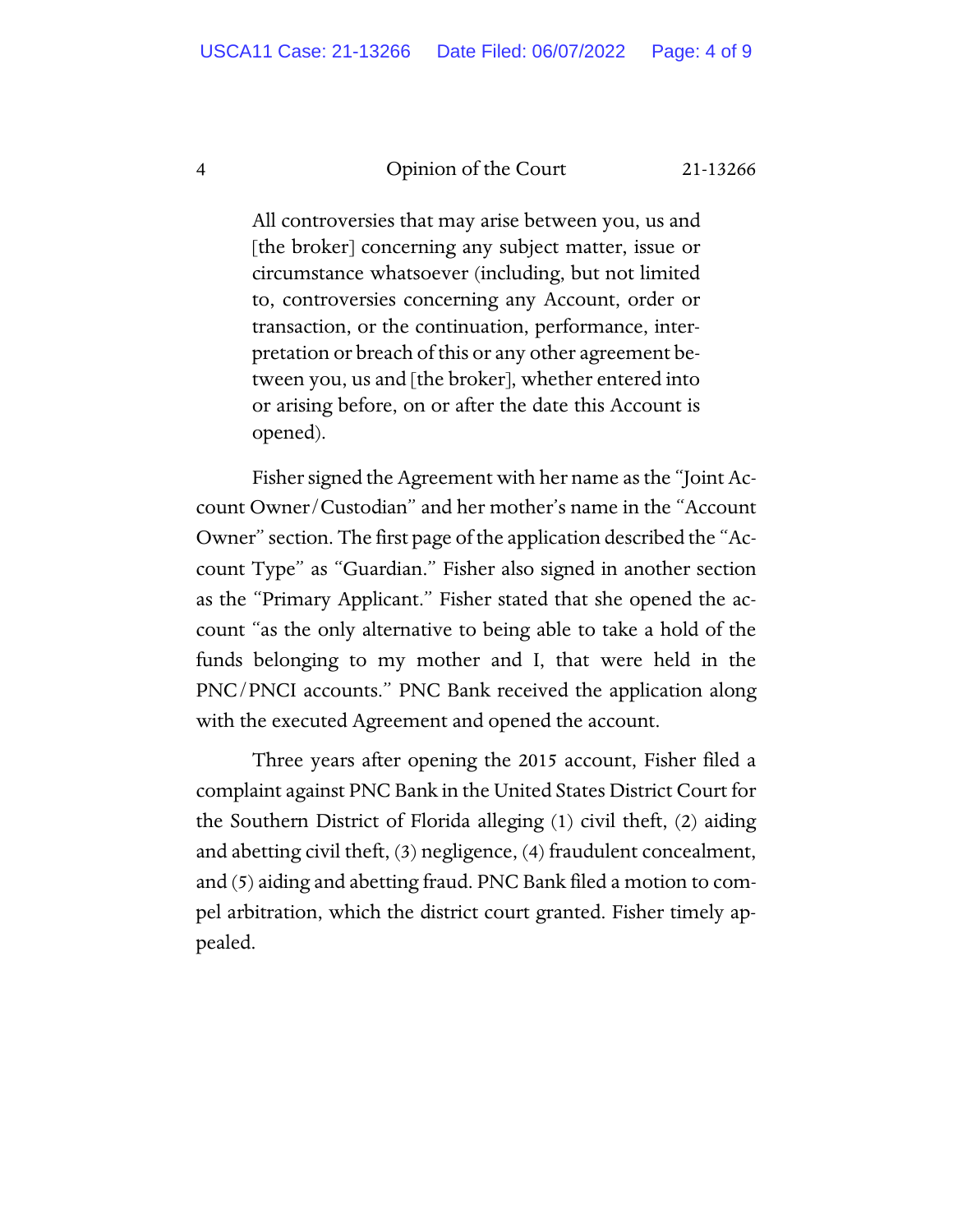> All controversies that may arise between you, us and [the broker] concerning any subject matter, issue or circumstance whatsoever (including, but not limited to, controversies concerning any Account, order or transaction, or the continuation, performance, interpretation or breach of this or any other agreement between you, us and [the broker], whether entered into or arising before, on or after the date this Account is opened).

Fisher signed the Agreement with her name as the "Joint Account Owner/Custodian" and her mother's name in the "Account Owner" section. The first page of the application described the "Account Type" as "Guardian." Fisher also signed in another section as the "Primary Applicant." Fisher stated that she opened the account "as the only alternative to being able to take a hold of the funds belonging to my mother and I, that were held in the PNC/PNCI accounts." PNC Bank received the application along with the executed Agreement and opened the account.

Three years after opening the 2015 account, Fisher filed a complaint against PNC Bank in the United States District Court for the Southern District of Florida alleging (1) civil theft, (2) aiding and abetting civil theft, (3) negligence, (4) fraudulent concealment, and (5) aiding and abetting fraud. PNC Bank filed a motion to compel arbitration, which the district court granted. Fisher timely appealed.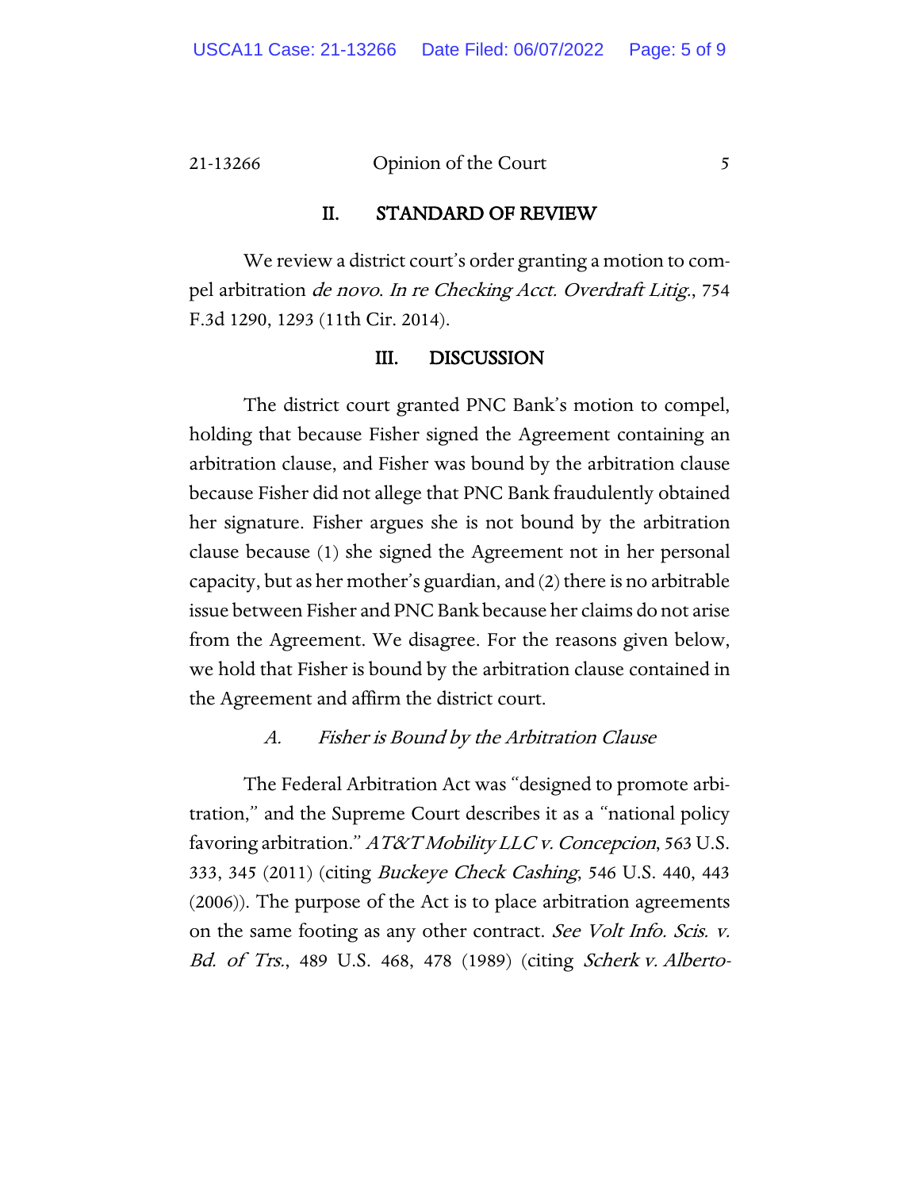## II. STANDARD OF REVIEW

We review a district court's order granting a motion to compel arbitration *de novo*. *In re Checking Acct. Overdraft Litig.*, 754 F.3d 1290, 1293 (11th Cir. 2014).

## III. DISCUSSION

The district court granted PNC Bank's motion to compel, holding that because Fisher signed the Agreement containing an arbitration clause, and Fisher was bound by the arbitration clause because Fisher did not allege that PNC Bank fraudulently obtained her signature. Fisher argues she is not bound by the arbitration clause because (1) she signed the Agreement not in her personal capacity, but as her mother's guardian, and (2) there is no arbitrable issue between Fisher and PNC Bank because her claims do not arise from the Agreement. We disagree. For the reasons given below, we hold that Fisher is bound by the arbitration clause contained in the Agreement and affirm the district court.

### *A. Fisher is Bound by the Arbitration Clause*

The Federal Arbitration Act was "designed to promote arbitration," and the Supreme Court describes it as a "national policy favoring arbitration." *AT&T Mobility LLC v. Concepcion*, 563 U.S. 333, 345 (2011) (citing *Buckeye Check Cashing*, 546 U.S. 440, 443 (2006)). The purpose of the Act is to place arbitration agreements on the same footing as any other contract. *See Volt Info. Scis. v. Bd. of Trs.*, 489 U.S. 468, 478 (1989) (citing *Scherk v. Alberto-*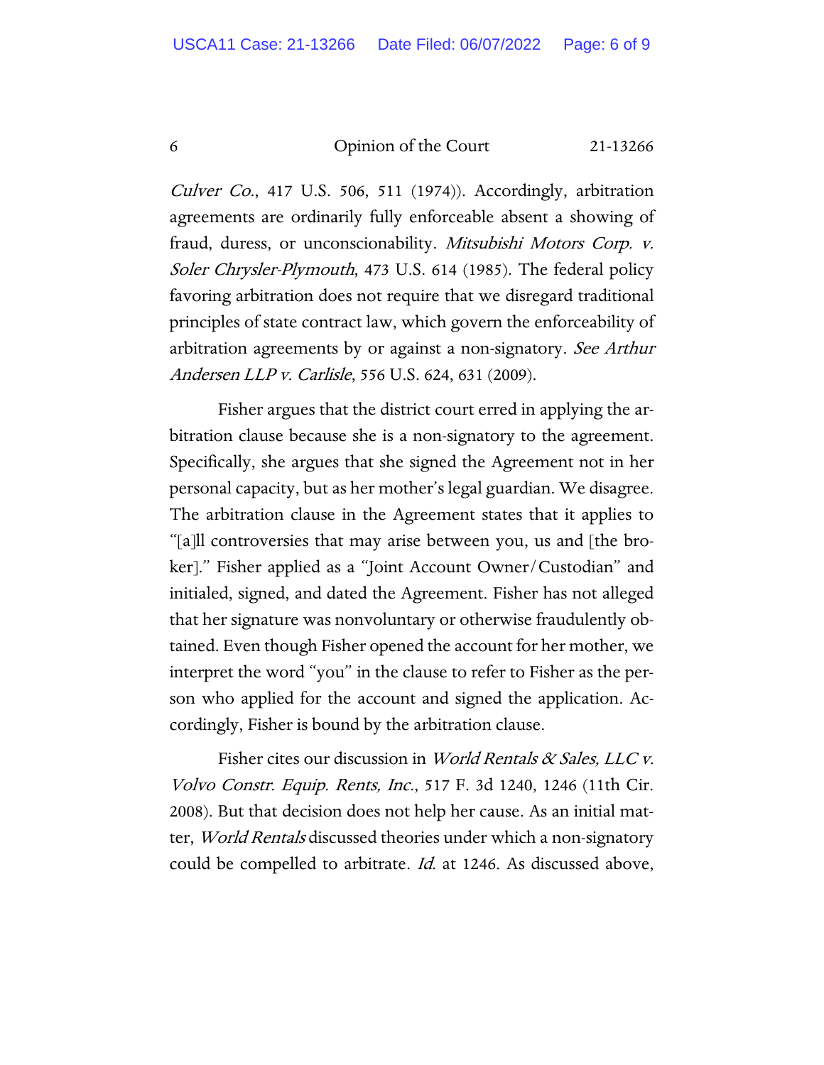*Culver Co.*, 417 U.S. 506, 511 (1974)). Accordingly, arbitration agreements are ordinarily fully enforceable absent a showing of fraud, duress, or unconscionability. *Mitsubishi Motors Corp. v. Soler Chrysler-Plymouth*, 473 U.S. 614 (1985). The federal policy favoring arbitration does not require that we disregard traditional principles of state contract law, which govern the enforceability of arbitration agreements by or against a non-signatory. *See Arthur Andersen LLP v. Carlisle*, 556 U.S. 624, 631 (2009).

Fisher argues that the district court erred in applying the arbitration clause because she is a non-signatory to the agreement. Specifically, she argues that she signed the Agreement not in her personal capacity, but as her mother's legal guardian. We disagree. The arbitration clause in the Agreement states that it applies to "[a]ll controversies that may arise between you, us and [the broker]." Fisher applied as a "Joint Account Owner/Custodian" and initialed, signed, and dated the Agreement. Fisher has not alleged that her signature was nonvoluntary or otherwise fraudulently obtained. Even though Fisher opened the account for her mother, we interpret the word "you" in the clause to refer to Fisher as the person who applied for the account and signed the application. Accordingly, Fisher is bound by the arbitration clause.

Fisher cites our discussion in *World Rentals & Sales, LLC v. Volvo Constr. Equip. Rents, Inc.*, 517 F. 3d 1240, 1246 (11th Cir. 2008). But that decision does not help her cause. As an initial matter, *World Rentals* discussed theories under which a non-signatory could be compelled to arbitrate. *Id.* at 1246. As discussed above,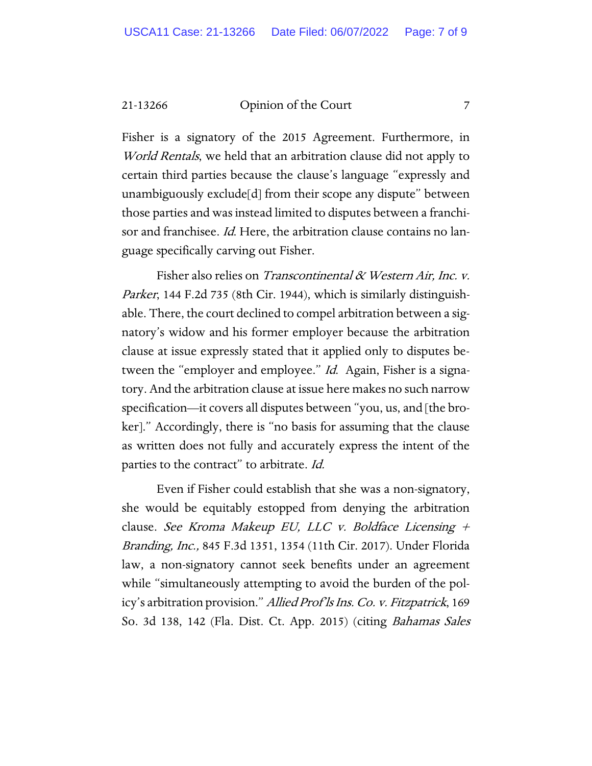Fisher is a signatory of the 2015 Agreement. Furthermore, in *World Rentals*, we held that an arbitration clause did not apply to certain third parties because the clause's language "expressly and unambiguously exclude[d] from their scope any dispute" between those parties and was instead limited to disputes between a franchisor and franchisee. *Id.* Here, the arbitration clause contains no language specifically carving out Fisher.

Fisher also relies on *Transcontinental & Western Air, Inc. v. Parker*, 144 F.2d 735 (8th Cir. 1944), which is similarly distinguishable. There, the court declined to compel arbitration between a signatory's widow and his former employer because the arbitration clause at issue expressly stated that it applied only to disputes between the "employer and employee." *Id.* Again, Fisher is a signatory. And the arbitration clause at issue here makes no such narrow specification—it covers all disputes between "you, us, and [the broker]." Accordingly, there is "no basis for assuming that the clause as written does not fully and accurately express the intent of the parties to the contract" to arbitrate. *Id.*

Even if Fisher could establish that she was a non-signatory, she would be equitably estopped from denying the arbitration clause. *See Kroma Makeup EU, LLC v. Boldface Licensing + Branding, Inc.,* 845 F.3d 1351, 1354 (11th Cir. 2017). Under Florida law, a non-signatory cannot seek benefits under an agreement while "simultaneously attempting to avoid the burden of the policy's arbitration provision." *Allied Prof'ls Ins. Co. v. Fitzpatrick*, 169 So. 3d 138, 142 (Fla. Dist. Ct. App. 2015) (citing *Bahamas Sales*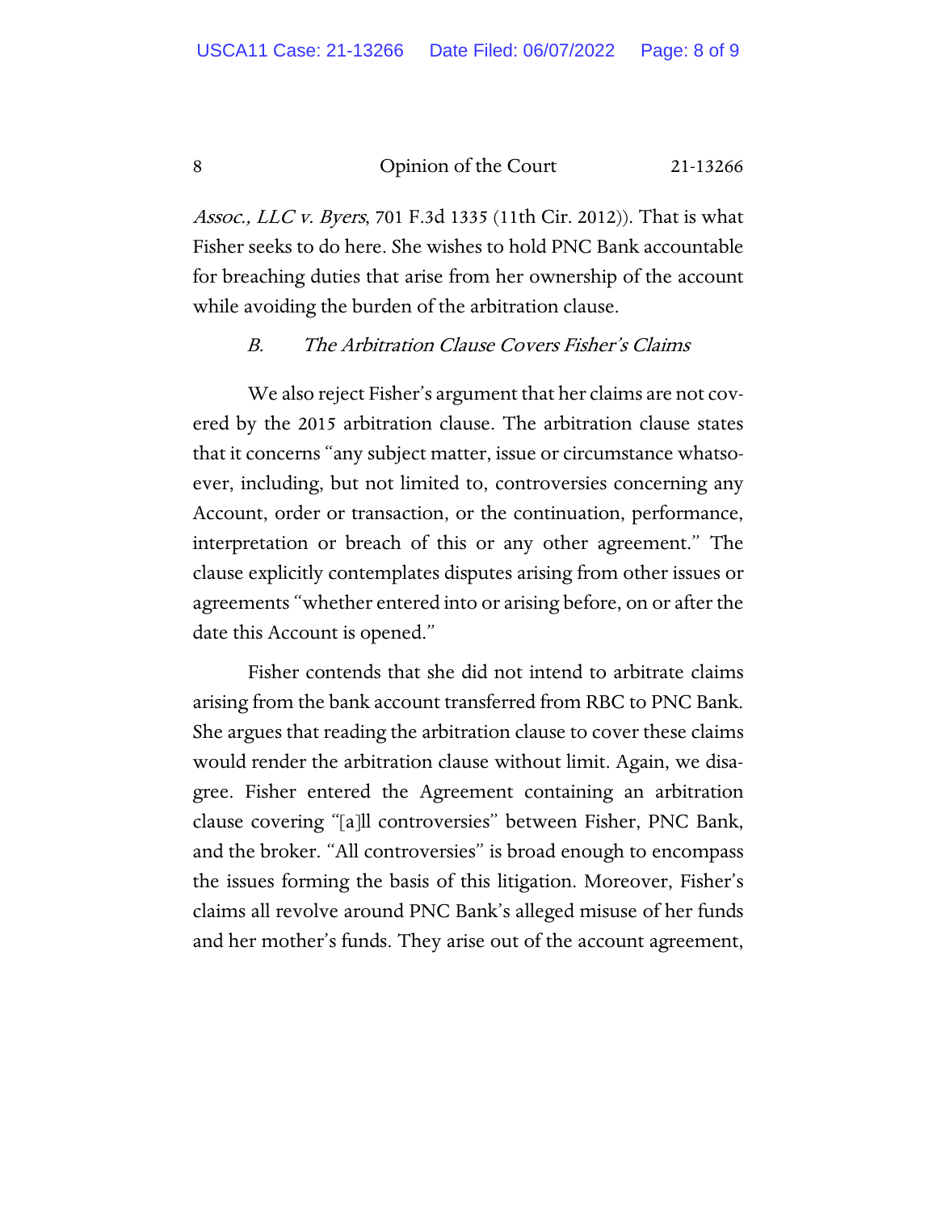*Assoc., LLC v. Byers*, 701 F.3d 1335 (11th Cir. 2012)). That is what Fisher seeks to do here. She wishes to hold PNC Bank accountable for breaching duties that arise from her ownership of the account while avoiding the burden of the arbitration clause.

### *B. The Arbitration Clause Covers Fisher's Claims*

We also reject Fisher's argument that her claims are not covered by the 2015 arbitration clause. The arbitration clause states that it concerns "any subject matter, issue or circumstance whatsoever, including, but not limited to, controversies concerning any Account, order or transaction, or the continuation, performance, interpretation or breach of this or any other agreement." The clause explicitly contemplates disputes arising from other issues or agreements "whether entered into or arising before, on or after the date this Account is opened."

Fisher contends that she did not intend to arbitrate claims arising from the bank account transferred from RBC to PNC Bank. She argues that reading the arbitration clause to cover these claims would render the arbitration clause without limit. Again, we disagree. Fisher entered the Agreement containing an arbitration clause covering "[a]ll controversies" between Fisher, PNC Bank, and the broker. "All controversies" is broad enough to encompass the issues forming the basis of this litigation. Moreover, Fisher's claims all revolve around PNC Bank's alleged misuse of her funds and her mother's funds. They arise out of the account agreement,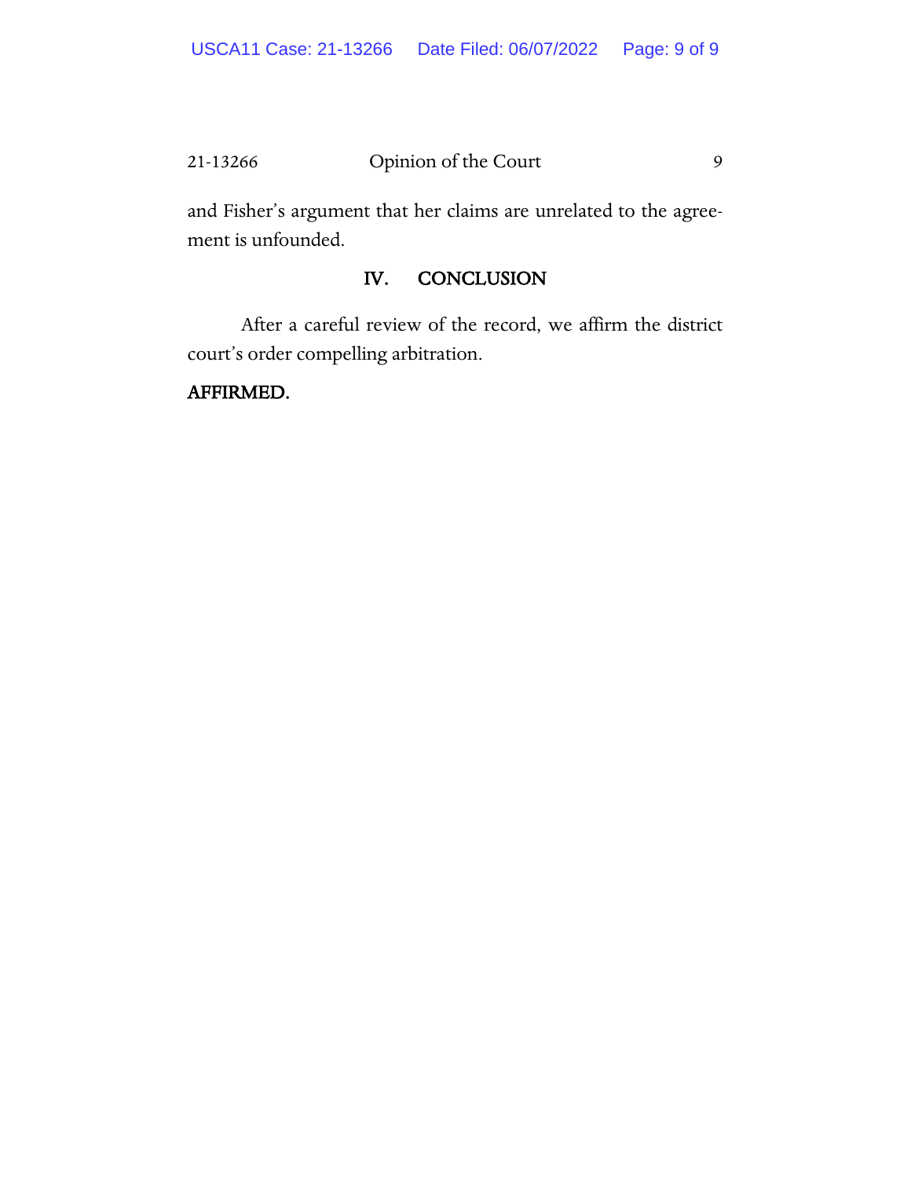and Fisher's argument that her claims are unrelated to the agreement is unfounded.

## IV. CONCLUSION

After a careful review of the record, we affirm the district court's order compelling arbitration.

**AFFIRMED.**